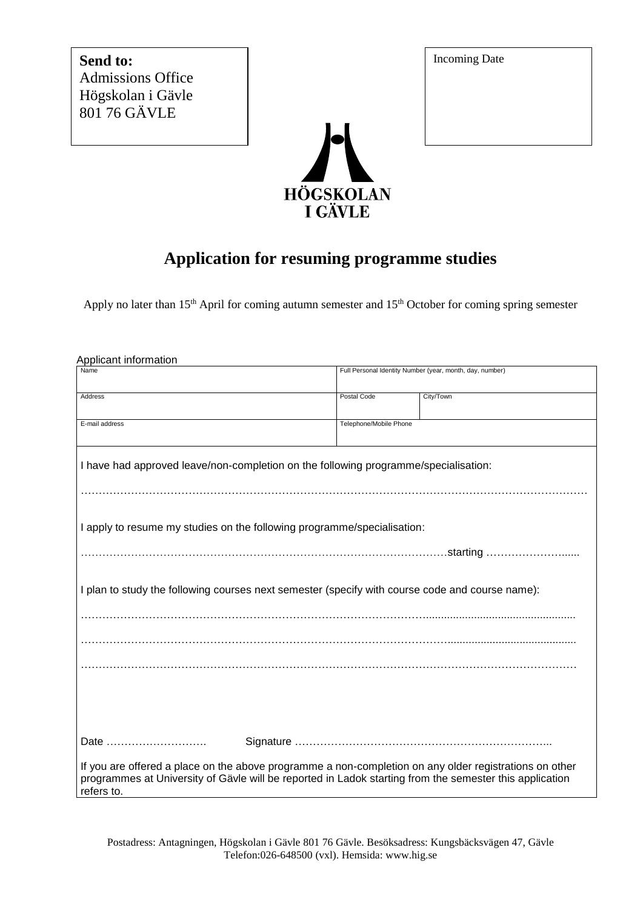**Send to:**
Admissions Office
Högskolan i Gävle
801 76 GÄVLE

Incoming Date

HÖGSKOLAN
I GÄVLE

# Application for resuming programme studies

Apply no later than 15th April for coming autumn semester and 15th October for coming spring semester

Applicant information

| Name | Full Personal Identity Number (year, month, day, number) | |
|---|---|---|
| Address | Postal Code | City/Town |
| E-mail address | Telephone/Mobile Phone | |

I have had approved leave/non-completion on the following programme/specialisation:

……………………………………………………………………………………………………………………………

I apply to resume my studies on the following programme/specialisation:

…………………………………………………………………………………………starting …………………......

I plan to study the following courses next semester (specify with course code and course name):

……………………………………………………………………………………………………………………………

……………………………………………………………………………………………………………………………

……………………………………………………………………………………………………………………………

Date ……………………… Signature ………………………………………………………………..

If you are offered a place on the above programme a non-completion on any older registrations on other programmes at University of Gävle will be reported in Ladok starting from the semester this application refers to.

Postadress: Antagningen, Högskolan i Gävle 801 76 Gävle. Besöksadress: Kungsbäcksvägen 47, Gävle
Telefon:026-648500 (vxl). Hemsida: www.hig.se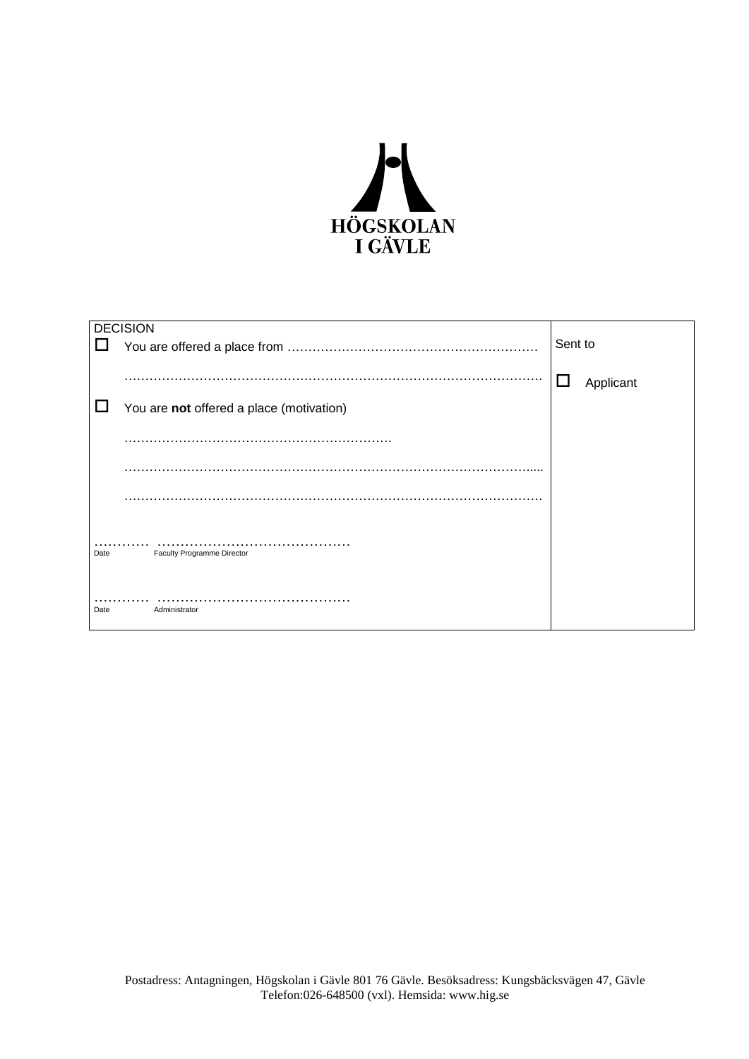HÖGSKOLAN
I GÄVLE

| DECISION | Sent to |
|---|---|
| ☐ You are offered a place from ………………………………………………… | |
| ………………………………………………………………………………………. | ☐ Applicant |
| ☐ You are **not** offered a place (motivation) | |
| ………………………………………………………. | |
| ……………………………………………………………………………………..... | |
| ………………………………………………………………………………………. | |
| ………… ……………………………………<br>Date Faculty Programme Director | |
| ………… ……………………………………<br>Date Administrator | |

Postadress: Antagningen, Högskolan i Gävle 801 76 Gävle. Besöksadress: Kungsbäcksvägen 47, Gävle
Telefon:026-648500 (vxl). Hemsida: www.hig.se